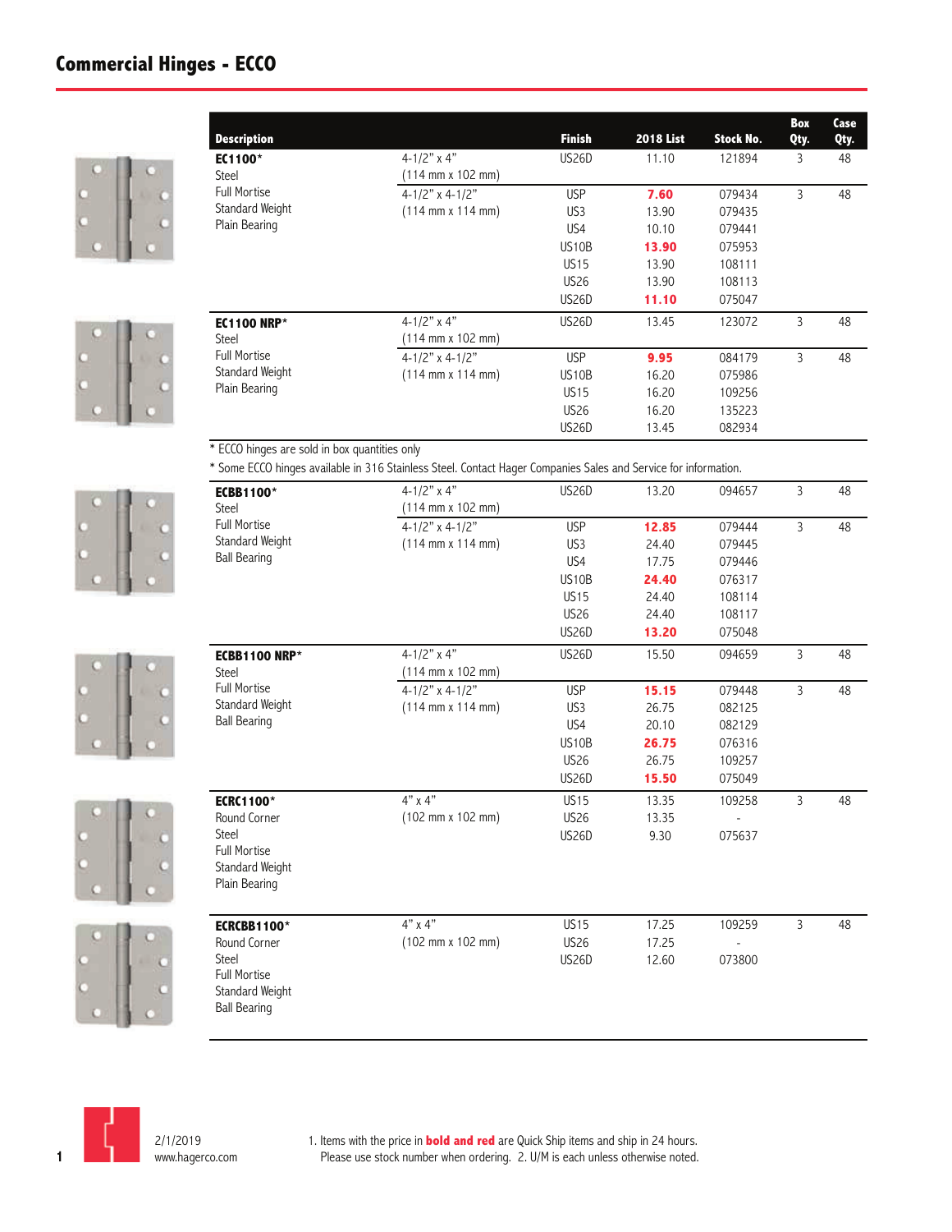# Commercial Hinges - ECCO

| Description | | Finish | 2018 List | Stock No. | Box Qty. | Case Qty. |
|---|---|---|---|---|---|---|
| **EC1100*** | 4-1/2" x 4" | US26D | 11.10 | 121894 | 3 | 48 |
| Steel | (114 mm x 102 mm) | | | | | |
| Full Mortise | 4-1/2" x 4-1/2" | USP | **7.60** | 079434 | 3 | 48 |
| Standard Weight | (114 mm x 114 mm) | US3 | 13.90 | 079435 | | |
| Plain Bearing | | US4 | 10.10 | 079441 | | |
| | | US10B | **13.90** | 075953 | | |
| | | US15 | 13.90 | 108111 | | |
| | | US26 | 13.90 | 108113 | | |
| | | US26D | **11.10** | 075047 | | |
| **EC1100 NRP*** | 4-1/2" x 4" | US26D | 13.45 | 123072 | 3 | 48 |
| Steel | (114 mm x 102 mm) | | | | | |
| Full Mortise | 4-1/2" x 4-1/2" | USP | **9.95** | 084179 | 3 | 48 |
| Standard Weight | (114 mm x 114 mm) | US10B | 16.20 | 075986 | | |
| Plain Bearing | | US15 | 16.20 | 109256 | | |
| | | US26 | 16.20 | 135223 | | |
| | | US26D | 13.45 | 082934 | | |

* ECCO hinges are sold in box quantities only

* Some ECCO hinges available in 316 Stainless Steel. Contact Hager Companies Sales and Service for information.

| Description | | Finish | 2018 List | Stock No. | Box Qty. | Case Qty. |
|---|---|---|---|---|---|---|
| **ECBB1100*** | 4-1/2" x 4" | US26D | 13.20 | 094657 | 3 | 48 |
| Steel | (114 mm x 102 mm) | | | | | |
| Full Mortise | 4-1/2" x 4-1/2" | USP | **12.85** | 079444 | 3 | 48 |
| Standard Weight | (114 mm x 114 mm) | US3 | 24.40 | 079445 | | |
| Ball Bearing | | US4 | 17.75 | 079446 | | |
| | | US10B | **24.40** | 076317 | | |
| | | US15 | 24.40 | 108114 | | |
| | | US26 | 24.40 | 108117 | | |
| | | US26D | **13.20** | 075048 | | |
| **ECBB1100 NRP*** | 4-1/2" x 4" | US26D | 15.50 | 094659 | 3 | 48 |
| Steel | (114 mm x 102 mm) | | | | | |
| Full Mortise | 4-1/2" x 4-1/2" | USP | **15.15** | 079448 | 3 | 48 |
| Standard Weight | (114 mm x 114 mm) | US3 | 26.75 | 082125 | | |
| Ball Bearing | | US4 | 20.10 | 082129 | | |
| | | US10B | **26.75** | 076316 | | |
| | | US26 | 26.75 | 109257 | | |
| | | US26D | **15.50** | 075049 | | |
| **ECRC1100*** | 4" x 4" | US15 | 13.35 | 109258 | 3 | 48 |
| Round Corner | (102 mm x 102 mm) | US26 | 13.35 | - | | |
| Steel | | US26D | 9.30 | 075637 | | |
| Full Mortise | | | | | | |
| Standard Weight | | | | | | |
| Plain Bearing | | | | | | |
| **ECRCBB1100*** | 4" x 4" | US15 | 17.25 | 109259 | 3 | 48 |
| Round Corner | (102 mm x 102 mm) | US26 | 17.25 | - | | |
| Steel | | US26D | 12.60 | 073800 | | |
| Full Mortise | | | | | | |
| Standard Weight | | | | | | |
| Ball Bearing | | | | | | |

2/1/2019
www.hagerco.com

1. Items with the price in **bold and red** are Quick Ship items and ship in 24 hours. Please use stock number when ordering. 2. U/M is each unless otherwise noted.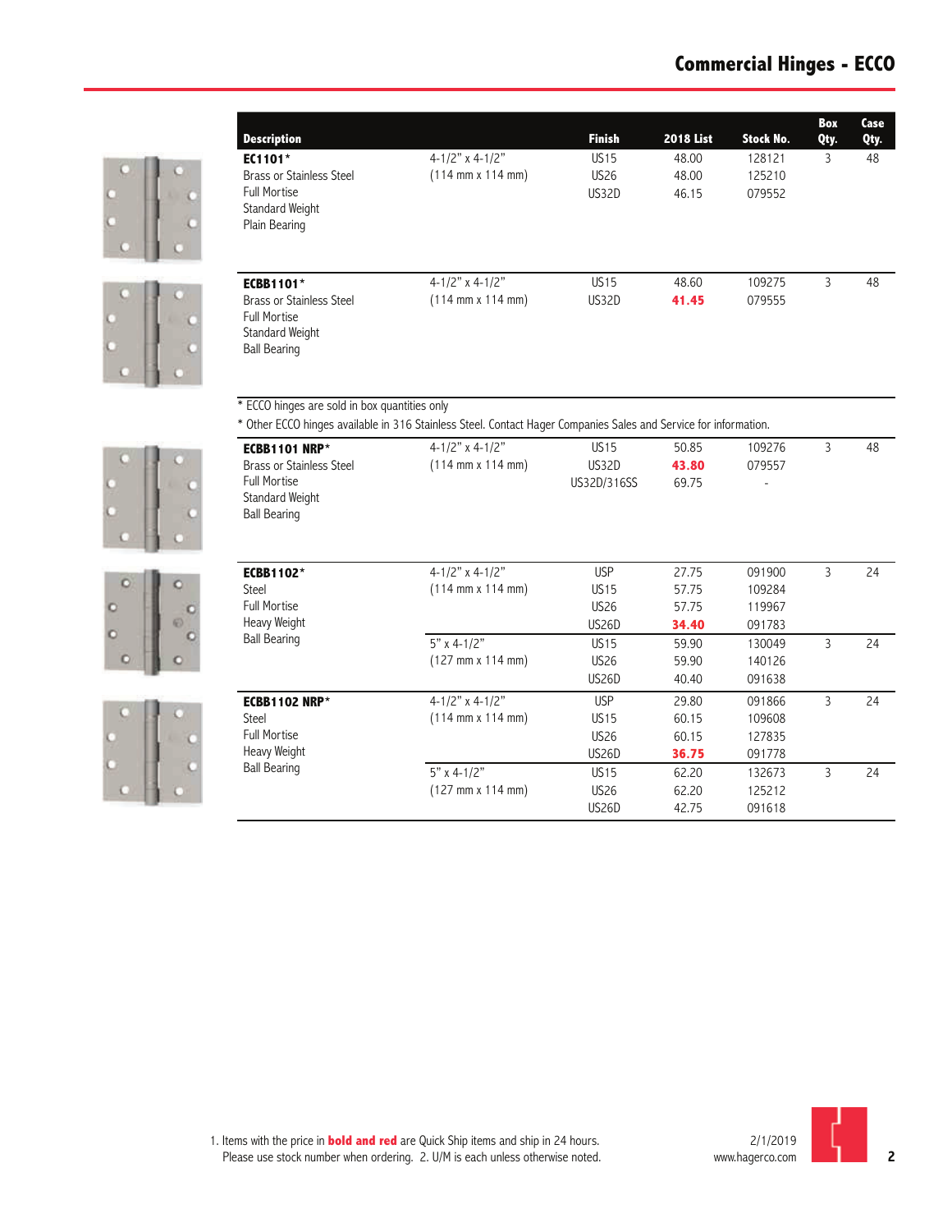# Commercial Hinges - ECCO

| Description | | Finish | 2018 List | Stock No. | Box Qty. | Case Qty. |
|---|---|---|---|---|---|---|
| **EC1101*** | 4-1/2" x 4-1/2" | US15 | 48.00 | 128121 | 3 | 48 |
| Brass or Stainless Steel | (114 mm x 114 mm) | US26 | 48.00 | 125210 | | |
| Full Mortise | | US32D | 46.15 | 079552 | | |
| Standard Weight | | | | | | |
| Plain Bearing | | | | | | |
| **ECBB1101*** | 4-1/2" x 4-1/2" | US15 | 48.60 | 109275 | 3 | 48 |
| Brass or Stainless Steel | (114 mm x 114 mm) | US32D | **41.45** | 079555 | | |
| Full Mortise | | | | | | |
| Standard Weight | | | | | | |
| Ball Bearing | | | | | | |

\* ECCO hinges are sold in box quantities only

\* Other ECCO hinges available in 316 Stainless Steel. Contact Hager Companies Sales and Service for information.

| Description | | Finish | 2018 List | Stock No. | Box Qty. | Case Qty. |
|---|---|---|---|---|---|---|
| **ECBB1101 NRP*** | 4-1/2" x 4-1/2" | US15 | 50.85 | 109276 | 3 | 48 |
| Brass or Stainless Steel | (114 mm x 114 mm) | US32D | **43.80** | 079557 | | |
| Full Mortise | | US32D/316SS | 69.75 | - | | |
| Standard Weight | | | | | | |
| Ball Bearing | | | | | | |
| **ECBB1102*** | 4-1/2" x 4-1/2" | USP | 27.75 | 091900 | 3 | 24 |
| Steel | (114 mm x 114 mm) | US15 | 57.75 | 109284 | | |
| Full Mortise | | US26 | 57.75 | 119967 | | |
| Heavy Weight | | US26D | **34.40** | 091783 | | |
| Ball Bearing | 5" x 4-1/2" | US15 | 59.90 | 130049 | 3 | 24 |
| | (127 mm x 114 mm) | US26 | 59.90 | 140126 | | |
| | | US26D | 40.40 | 091638 | | |
| **ECBB1102 NRP*** | 4-1/2" x 4-1/2" | USP | 29.80 | 091866 | 3 | 24 |
| Steel | (114 mm x 114 mm) | US15 | 60.15 | 109608 | | |
| Full Mortise | | US26 | 60.15 | 127835 | | |
| Heavy Weight | | US26D | **36.75** | 091778 | | |
| Ball Bearing | 5" x 4-1/2" | US15 | 62.20 | 132673 | 3 | 24 |
| | (127 mm x 114 mm) | US26 | 62.20 | 125212 | | |
| | | US26D | 42.75 | 091618 | | |

1. Items with the price in **bold and red** are Quick Ship items and ship in 24 hours. Please use stock number when ordering. 2. U/M is each unless otherwise noted.

2/1/2019
www.hagerco.com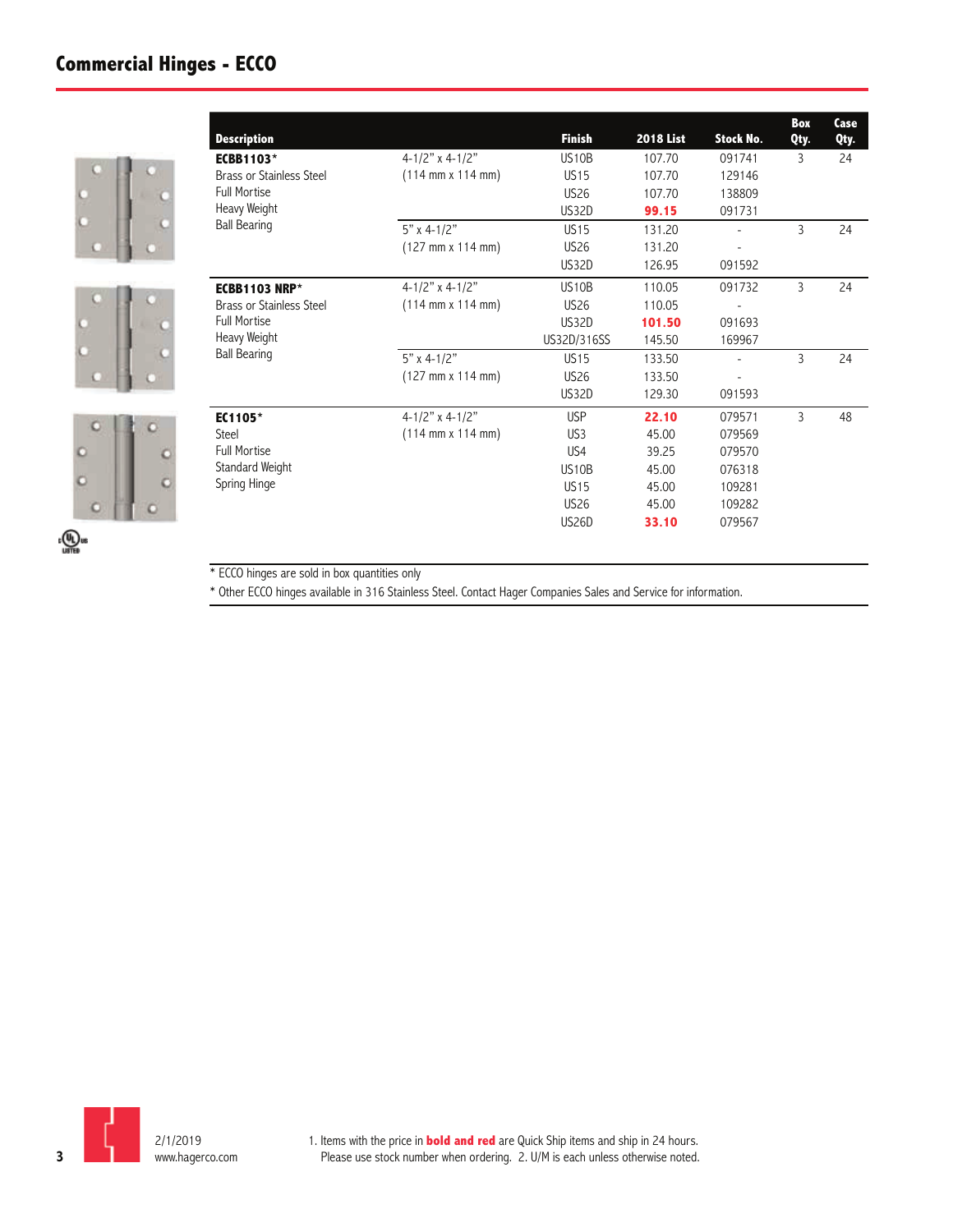## Commercial Hinges - ECCO

| Description | | Finish | 2018 List | Stock No. | Box Qty. | Case Qty. |
|---|---|---|---|---|---|---|
| **ECBB1103*** | 4-1/2" x 4-1/2" | US10B | 107.70 | 091741 | 3 | 24 |
| Brass or Stainless Steel | (114 mm x 114 mm) | US15 | 107.70 | 129146 | | |
| Full Mortise | | US26 | 107.70 | 138809 | | |
| Heavy Weight | | US32D | **99.15** | 091731 | | |
| Ball Bearing | 5" x 4-1/2" | US15 | 131.20 | - | 3 | 24 |
| | (127 mm x 114 mm) | US26 | 131.20 | - | | |
| | | US32D | 126.95 | 091592 | | |
| **ECBB1103 NRP*** | 4-1/2" x 4-1/2" | US10B | 110.05 | 091732 | 3 | 24 |
| Brass or Stainless Steel | (114 mm x 114 mm) | US26 | 110.05 | - | | |
| Full Mortise | | US32D | **101.50** | 091693 | | |
| Heavy Weight | | US32D/316SS | 145.50 | 169967 | | |
| Ball Bearing | 5" x 4-1/2" | US15 | 133.50 | - | 3 | 24 |
| | (127 mm x 114 mm) | US26 | 133.50 | - | | |
| | | US32D | 129.30 | 091593 | | |
| **EC1105*** | 4-1/2" x 4-1/2" | USP | **22.10** | 079571 | 3 | 48 |
| Steel | (114 mm x 114 mm) | US3 | 45.00 | 079569 | | |
| Full Mortise | | US4 | 39.25 | 079570 | | |
| Standard Weight | | US10B | 45.00 | 076318 | | |
| Spring Hinge | | US15 | 45.00 | 109281 | | |
| | | US26 | 45.00 | 109282 | | |
| | | US26D | **33.10** | 079567 | | |

* ECCO hinges are sold in box quantities only
* Other ECCO hinges available in 316 Stainless Steel. Contact Hager Companies Sales and Service for information.

2/1/2019
www.hagerco.com

1. Items with the price in **bold and red** are Quick Ship items and ship in 24 hours. Please use stock number when ordering. 2. U/M is each unless otherwise noted.